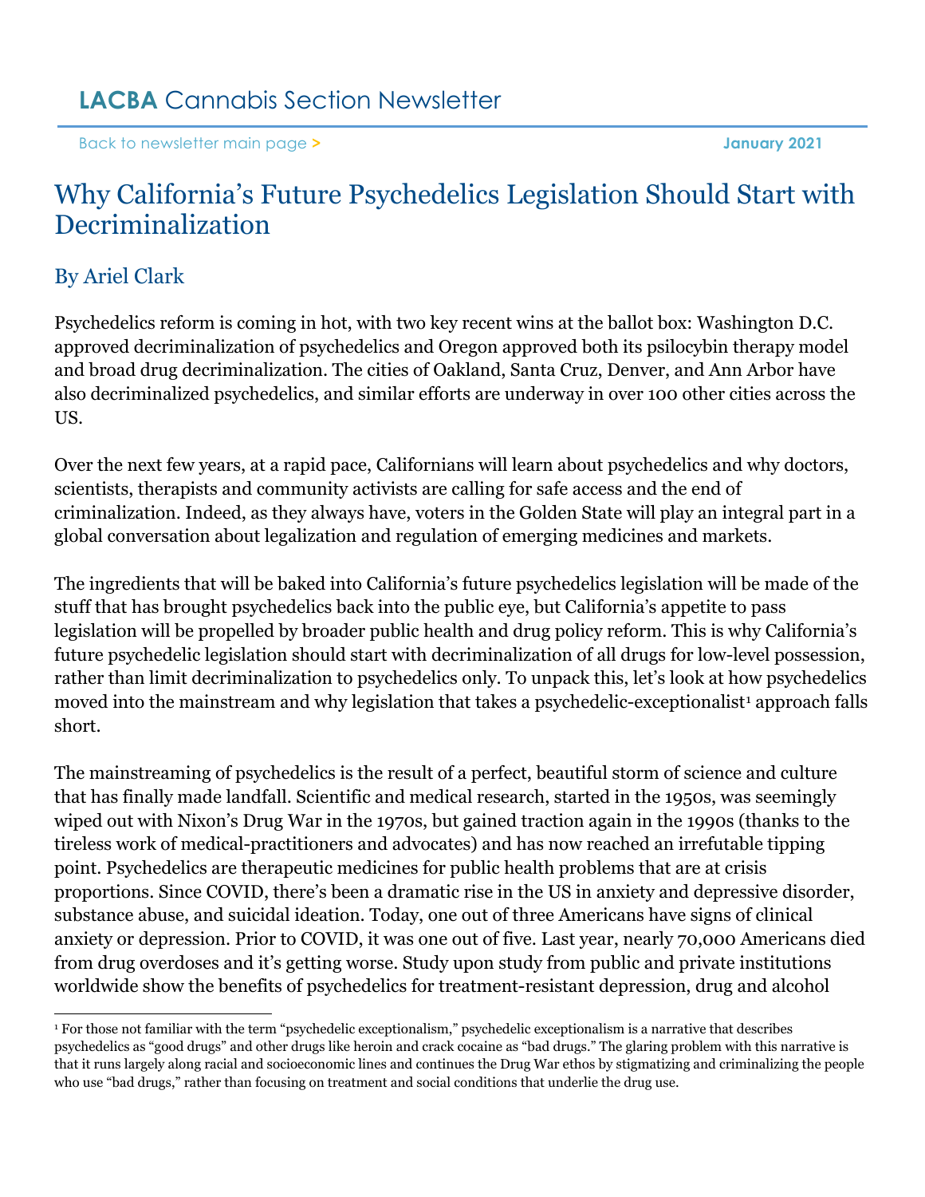LACBA Cannabis Section Newsletter

Back to newsletter main page >

January 2021

# Why California's Future Psychedelics Legislation Should Start with Decriminalization

## By Ariel Clark

Psychedelics reform is coming in hot, with two key recent wins at the ballot box: Washington D.C. approved decriminalization of psychedelics and Oregon approved both its psilocybin therapy model and broad drug decriminalization. The cities of Oakland, Santa Cruz, Denver, and Ann Arbor have also decriminalized psychedelics, and similar efforts are underway in over 100 other cities across the US.

Over the next few years, at a rapid pace, Californians will learn about psychedelics and why doctors, scientists, therapists and community activists are calling for safe access and the end of criminalization. Indeed, as they always have, voters in the Golden State will play an integral part in a global conversation about legalization and regulation of emerging medicines and markets.

The ingredients that will be baked into California's future psychedelics legislation will be made of the stuff that has brought psychedelics back into the public eye, but California's appetite to pass legislation will be propelled by broader public health and drug policy reform. This is why California's future psychedelic legislation should start with decriminalization of all drugs for low-level possession, rather than limit decriminalization to psychedelics only. To unpack this, let's look at how psychedelics moved into the mainstream and why legislation that takes a psychedelic-exceptionalist[1] approach falls short.

The mainstreaming of psychedelics is the result of a perfect, beautiful storm of science and culture that has finally made landfall. Scientific and medical research, started in the 1950s, was seemingly wiped out with Nixon's Drug War in the 1970s, but gained traction again in the 1990s (thanks to the tireless work of medical-practitioners and advocates) and has now reached an irrefutable tipping point. Psychedelics are therapeutic medicines for public health problems that are at crisis proportions. Since COVID, there's been a dramatic rise in the US in anxiety and depressive disorder, substance abuse, and suicidal ideation. Today, one out of three Americans have signs of clinical anxiety or depression. Prior to COVID, it was one out of five. Last year, nearly 70,000 Americans died from drug overdoses and it's getting worse. Study upon study from public and private institutions worldwide show the benefits of psychedelics for treatment-resistant depression, drug and alcohol

---

[1] For those not familiar with the term "psychedelic exceptionalism," psychedelic exceptionalism is a narrative that describes psychedelics as "good drugs" and other drugs like heroin and crack cocaine as "bad drugs." The glaring problem with this narrative is that it runs largely along racial and socioeconomic lines and continues the Drug War ethos by stigmatizing and criminalizing the people who use "bad drugs," rather than focusing on treatment and social conditions that underlie the drug use.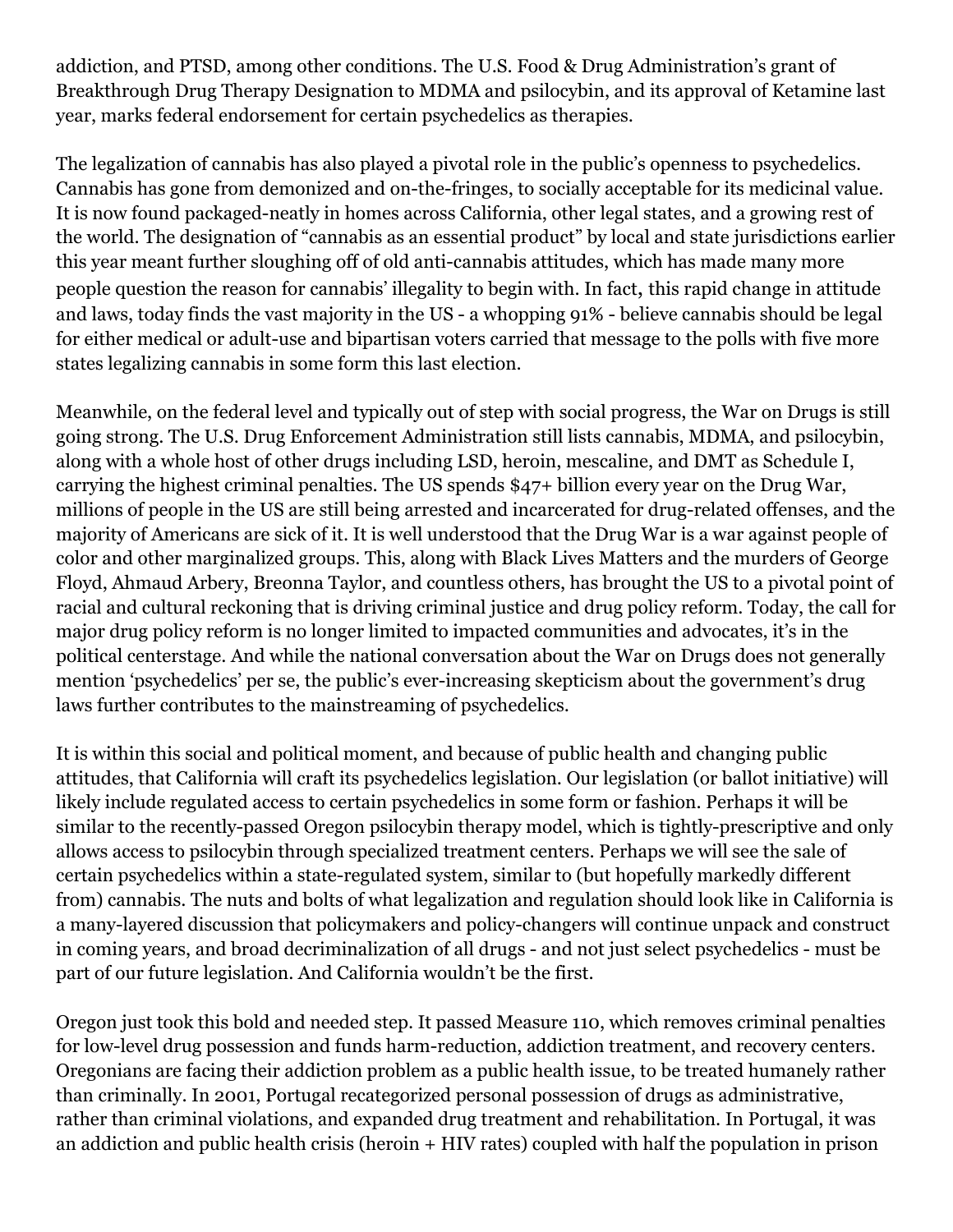addiction, and PTSD, among other conditions. The U.S. Food & Drug Administration's grant of Breakthrough Drug Therapy Designation to MDMA and psilocybin, and its approval of Ketamine last year, marks federal endorsement for certain psychedelics as therapies.

The legalization of cannabis has also played a pivotal role in the public's openness to psychedelics. Cannabis has gone from demonized and on-the-fringes, to socially acceptable for its medicinal value. It is now found packaged-neatly in homes across California, other legal states, and a growing rest of the world. The designation of "cannabis as an essential product" by local and state jurisdictions earlier this year meant further sloughing off of old anti-cannabis attitudes, which has made many more people question the reason for cannabis' illegality to begin with. In fact, this rapid change in attitude and laws, today finds the vast majority in the US - a whopping 91% - believe cannabis should be legal for either medical or adult-use and bipartisan voters carried that message to the polls with five more states legalizing cannabis in some form this last election.

Meanwhile, on the federal level and typically out of step with social progress, the War on Drugs is still going strong. The U.S. Drug Enforcement Administration still lists cannabis, MDMA, and psilocybin, along with a whole host of other drugs including LSD, heroin, mescaline, and DMT as Schedule I, carrying the highest criminal penalties. The US spends $47+ billion every year on the Drug War, millions of people in the US are still being arrested and incarcerated for drug-related offenses, and the majority of Americans are sick of it. It is well understood that the Drug War is a war against people of color and other marginalized groups. This, along with Black Lives Matters and the murders of George Floyd, Ahmaud Arbery, Breonna Taylor, and countless others, has brought the US to a pivotal point of racial and cultural reckoning that is driving criminal justice and drug policy reform. Today, the call for major drug policy reform is no longer limited to impacted communities and advocates, it's in the political centerstage. And while the national conversation about the War on Drugs does not generally mention 'psychedelics' per se, the public's ever-increasing skepticism about the government's drug laws further contributes to the mainstreaming of psychedelics.

It is within this social and political moment, and because of public health and changing public attitudes, that California will craft its psychedelics legislation. Our legislation (or ballot initiative) will likely include regulated access to certain psychedelics in some form or fashion. Perhaps it will be similar to the recently-passed Oregon psilocybin therapy model, which is tightly-prescriptive and only allows access to psilocybin through specialized treatment centers. Perhaps we will see the sale of certain psychedelics within a state-regulated system, similar to (but hopefully markedly different from) cannabis. The nuts and bolts of what legalization and regulation should look like in California is a many-layered discussion that policymakers and policy-changers will continue unpack and construct in coming years, and broad decriminalization of all drugs - and not just select psychedelics - must be part of our future legislation. And California wouldn't be the first.

Oregon just took this bold and needed step. It passed Measure 110, which removes criminal penalties for low-level drug possession and funds harm-reduction, addiction treatment, and recovery centers. Oregonians are facing their addiction problem as a public health issue, to be treated humanely rather than criminally. In 2001, Portugal recategorized personal possession of drugs as administrative, rather than criminal violations, and expanded drug treatment and rehabilitation. In Portugal, it was an addiction and public health crisis (heroin + HIV rates) coupled with half the population in prison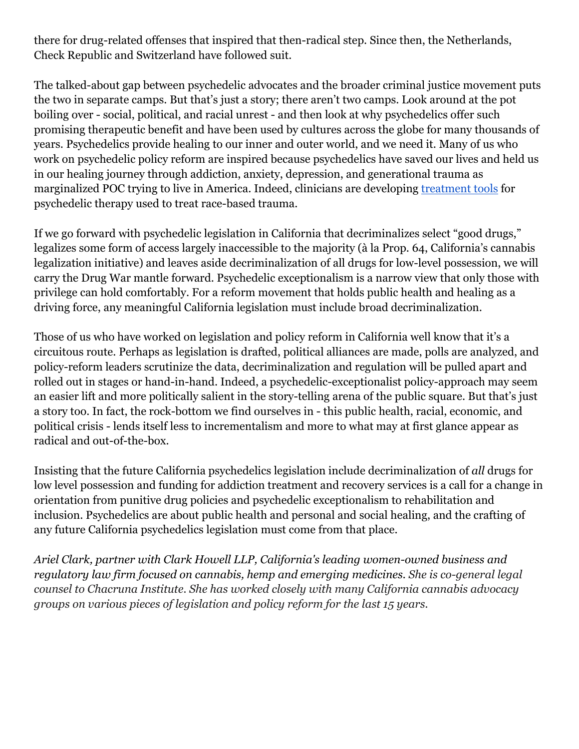there for drug-related offenses that inspired that then-radical step. Since then, the Netherlands, Check Republic and Switzerland have followed suit.

The talked-about gap between psychedelic advocates and the broader criminal justice movement puts the two in separate camps. But that's just a story; there aren't two camps. Look around at the pot boiling over - social, political, and racial unrest - and then look at why psychedelics offer such promising therapeutic benefit and have been used by cultures across the globe for many thousands of years. Psychedelics provide healing to our inner and outer world, and we need it. Many of us who work on psychedelic policy reform are inspired because psychedelics have saved our lives and held us in our healing journey through addiction, anxiety, depression, and generational trauma as marginalized POC trying to live in America. Indeed, clinicians are developing treatment tools for psychedelic therapy used to treat race-based trauma.

If we go forward with psychedelic legislation in California that decriminalizes select "good drugs," legalizes some form of access largely inaccessible to the majority (à la Prop. 64, California's cannabis legalization initiative) and leaves aside decriminalization of all drugs for low-level possession, we will carry the Drug War mantle forward. Psychedelic exceptionalism is a narrow view that only those with privilege can hold comfortably. For a reform movement that holds public health and healing as a driving force, any meaningful California legislation must include broad decriminalization.

Those of us who have worked on legislation and policy reform in California well know that it's a circuitous route. Perhaps as legislation is drafted, political alliances are made, polls are analyzed, and policy-reform leaders scrutinize the data, decriminalization and regulation will be pulled apart and rolled out in stages or hand-in-hand. Indeed, a psychedelic-exceptionalist policy-approach may seem an easier lift and more politically salient in the story-telling arena of the public square. But that's just a story too. In fact, the rock-bottom we find ourselves in - this public health, racial, economic, and political crisis - lends itself less to incrementalism and more to what may at first glance appear as radical and out-of-the-box.

Insisting that the future California psychedelics legislation include decriminalization of *all* drugs for low level possession and funding for addiction treatment and recovery services is a call for a change in orientation from punitive drug policies and psychedelic exceptionalism to rehabilitation and inclusion. Psychedelics are about public health and personal and social healing, and the crafting of any future California psychedelics legislation must come from that place.

*Ariel Clark, partner with Clark Howell LLP, California's leading women-owned business and regulatory law firm focused on cannabis, hemp and emerging medicines. She is co-general legal counsel to Chacruna Institute. She has worked closely with many California cannabis advocacy groups on various pieces of legislation and policy reform for the last 15 years.*